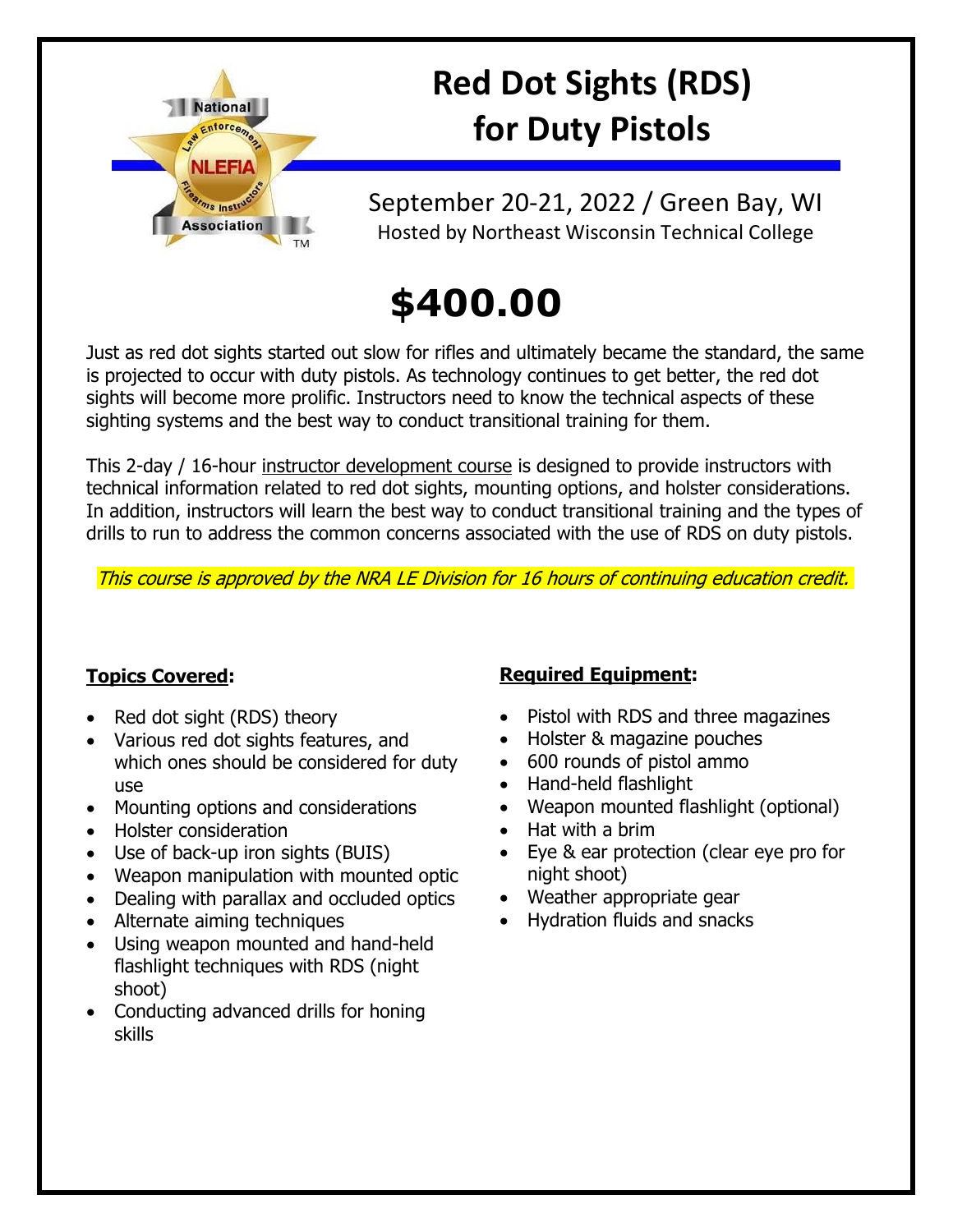# Red Dot Sights (RDS) for Duty Pistols

September 20-21, 2022 / Green Bay, WI

Hosted by Northeast Wisconsin Technical College

# $400.00

Just as red dot sights started out slow for rifles and ultimately became the standard, the same is projected to occur with duty pistols. As technology continues to get better, the red dot sights will become more prolific. Instructors need to know the technical aspects of these sighting systems and the best way to conduct transitional training for them.

This 2-day / 16-hour instructor development course is designed to provide instructors with technical information related to red dot sights, mounting options, and holster considerations. In addition, instructors will learn the best way to conduct transitional training and the types of drills to run to address the common concerns associated with the use of RDS on duty pistols.

*This course is approved by the NRA LE Division for 16 hours of continuing education credit.*

**Topics Covered:**

- Red dot sight (RDS) theory
- Various red dot sights features, and which ones should be considered for duty use
- Mounting options and considerations
- Holster consideration
- Use of back-up iron sights (BUIS)
- Weapon manipulation with mounted optic
- Dealing with parallax and occluded optics
- Alternate aiming techniques
- Using weapon mounted and hand-held flashlight techniques with RDS (night shoot)
- Conducting advanced drills for honing skills

**Required Equipment:**

- Pistol with RDS and three magazines
- Holster & magazine pouches
- 600 rounds of pistol ammo
- Hand-held flashlight
- Weapon mounted flashlight (optional)
- Hat with a brim
- Eye & ear protection (clear eye pro for night shoot)
- Weather appropriate gear
- Hydration fluids and snacks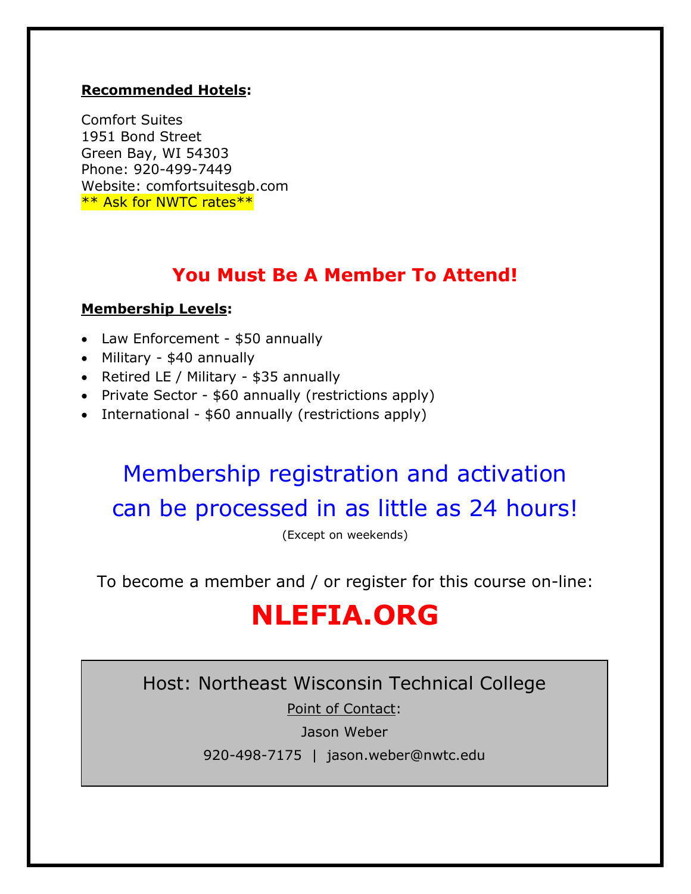**Recommended Hotels:**

Comfort Suites
1951 Bond Street
Green Bay, WI 54303
Phone: 920-499-7449
Website: comfortsuitesgb.com
** Ask for NWTC rates**

## You Must Be A Member To Attend!

**Membership Levels:**

- Law Enforcement - $50 annually
- Military - $40 annually
- Retired LE / Military - $35 annually
- Private Sector - $60 annually (restrictions apply)
- International - $60 annually (restrictions apply)

## Membership registration and activation can be processed in as little as 24 hours!

(Except on weekends)

To become a member and / or register for this course on-line:

# NLEFIA.ORG

Host: Northeast Wisconsin Technical College

Point of Contact:

Jason Weber

920-498-7175 | jason.weber@nwtc.edu